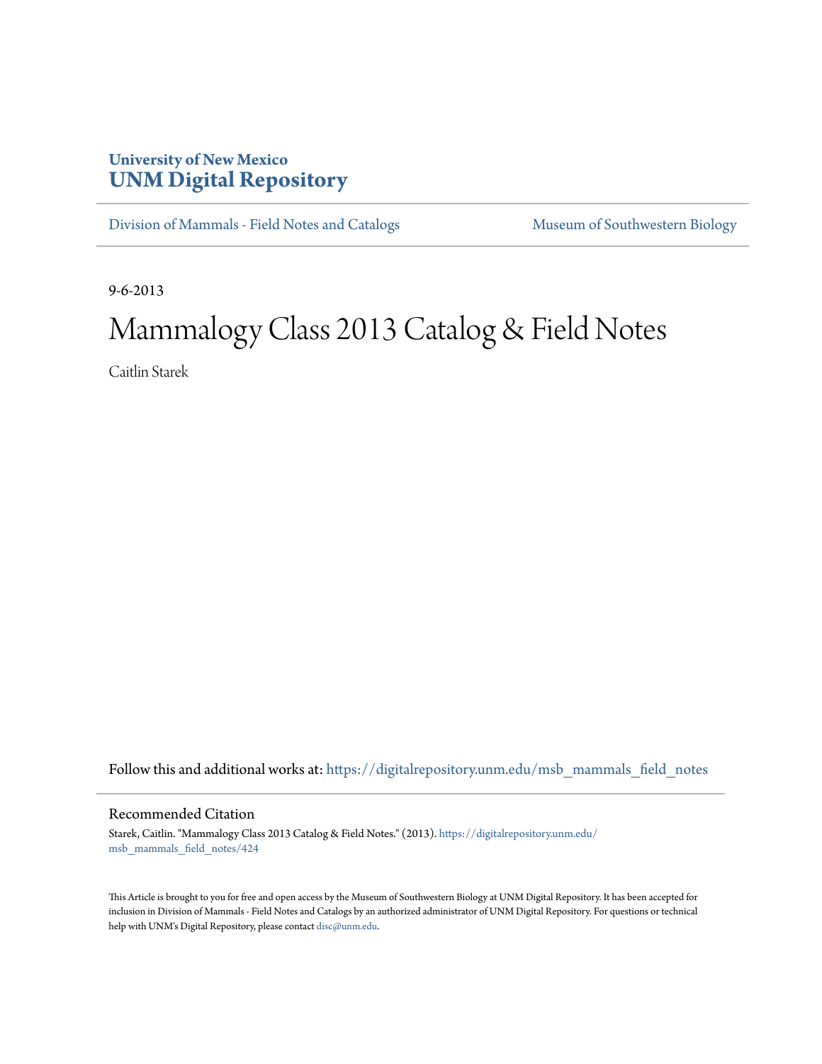University of New Mexico
**UNM Digital Repository**

Division of Mammals - Field Notes and Catalogs

Museum of Southwestern Biology

9-6-2013

# Mammalogy Class 2013 Catalog & Field Notes

Caitlin Starek

Follow this and additional works at: https://digitalrepository.unm.edu/msb_mammals_field_notes

## Recommended Citation

Starek, Caitlin. "Mammalogy Class 2013 Catalog & Field Notes." (2013). https://digitalrepository.unm.edu/msb_mammals_field_notes/424

This Article is brought to you for free and open access by the Museum of Southwestern Biology at UNM Digital Repository. It has been accepted for inclusion in Division of Mammals - Field Notes and Catalogs by an authorized administrator of UNM Digital Repository. For questions or technical help with UNM's Digital Repository, please contact disc@unm.edu.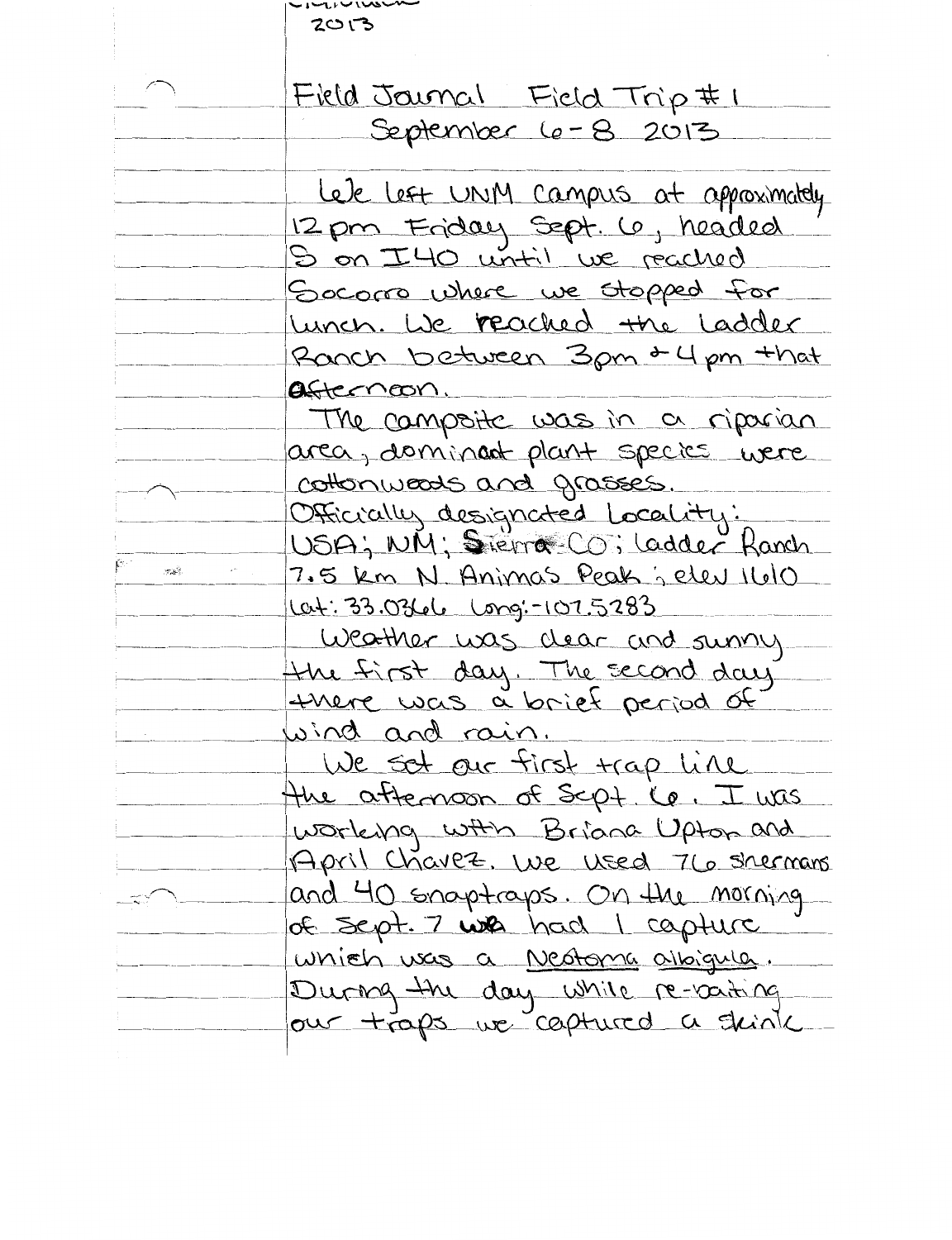2013

Field Journal Field Trip #1

September 6-8 2013

We left UNM campus at approximately 12 pm Friday Sept. 6, headed S on I40 until we reached Socorro where we stopped for lunch. We reached the Ladder Ranch between 3pm & 4pm that afternoon.

The campsite was in a riparian area, dominant plant species were cottonwoods and grasses.

Officially designated Locality: USA; NM; Sierra CO; Ladder Ranch 7.5 km N. Animas Peak; elev 1610 Lat: 33.0366 Long: -107.5283

Weather was clear and sunny the first day. The second day there was a brief period of wind and rain.

We set our first trap line the afternoon of Sept. 6. I was working with Briana Upton and April Chavez. We used 76 shermans and 40 snaptraps. On the morning of Sept. 7 we had 1 capture which was a *Neotoma albigula*. During the day while re-baiting our traps we captured a skink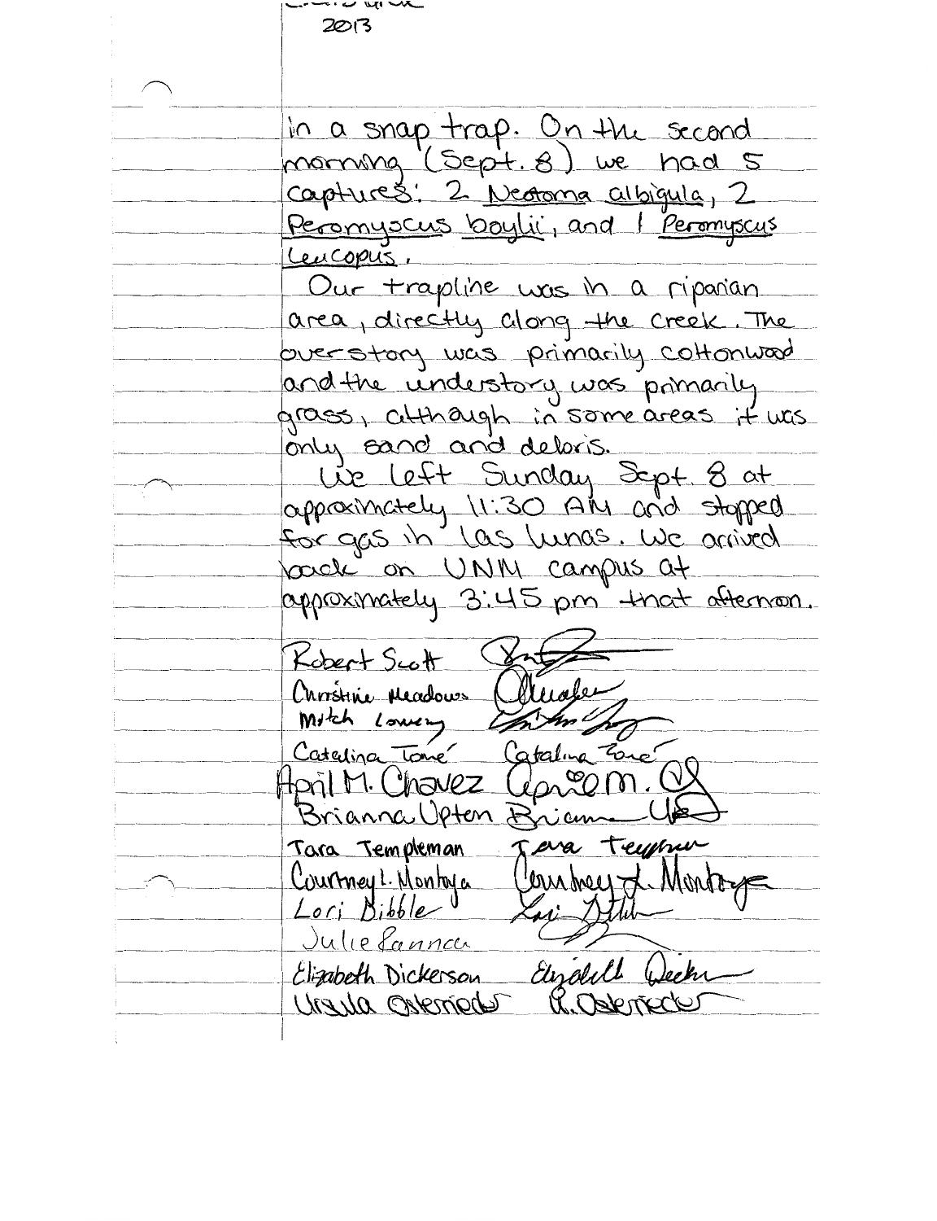2013

in a snap trap. On the second morning (Sept. 8) we had 5 captures: 2 *Neotoma albigula*, 2 *Peromyscus boylii*, and 1 *Peromyscus leucopus*.

Our trapline was in a riparian area, directly along the creek. The overstory was primarily cottonwood and the understory was primarily grass, although in some areas it was only sand and deloris.

We left Sunday Sept. 8 at approximately 11:30 AM and stopped for gas in Las Lunas. We arrived back on UNM campus at approximately 3:45 pm that afternoon.

Robert Scott
Christine Meadows
Mitch Lowery
Catalina Tomé
April M. Chavez
Brianna Upton
Tara Templeman
Courtney L. Montoya
Lori Dibble
Julie Lanna
Elizabeth Dickerson
Ursula Osteried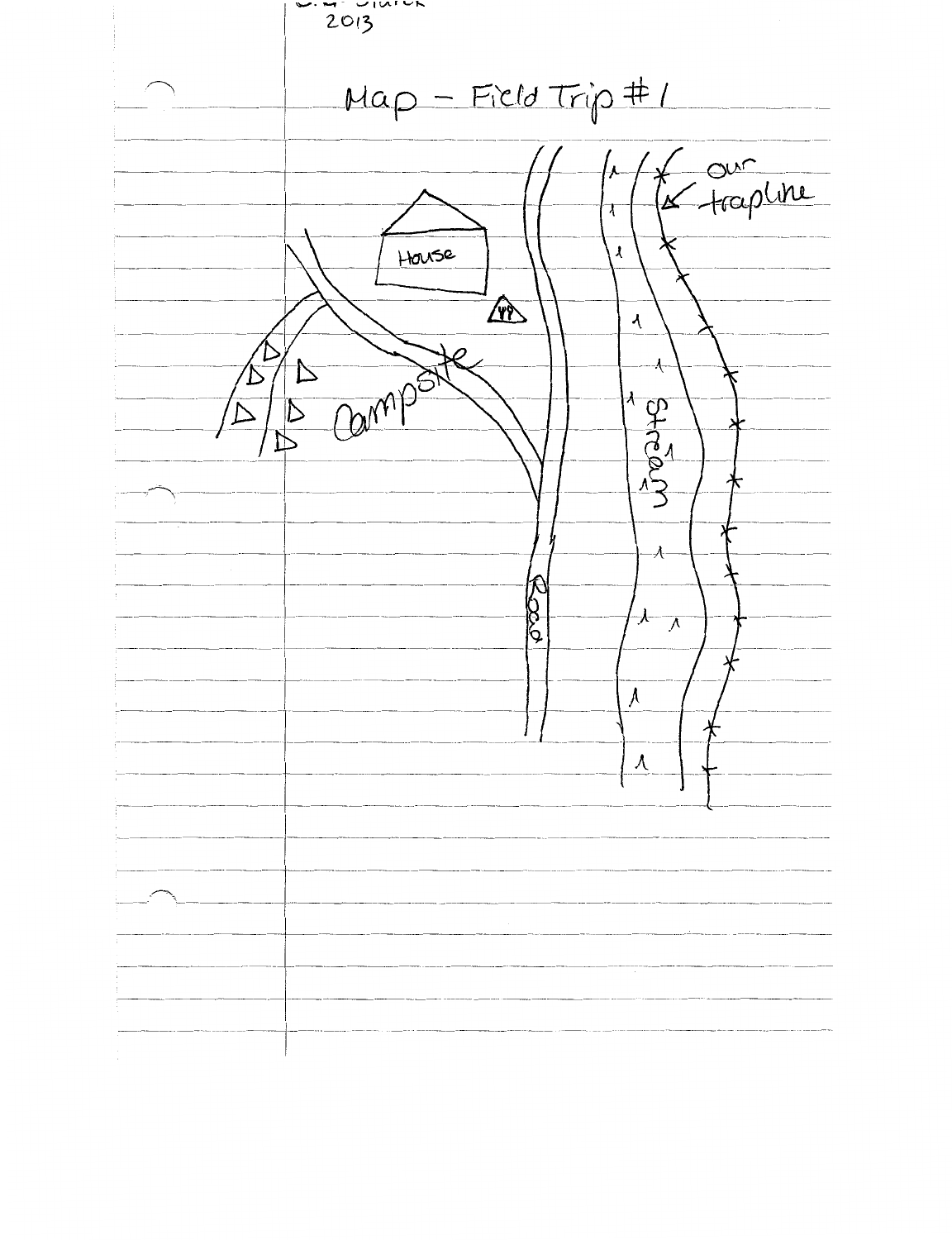2013

# Map - Field Trip #1

House

Campsite

Road

Stream

our trapline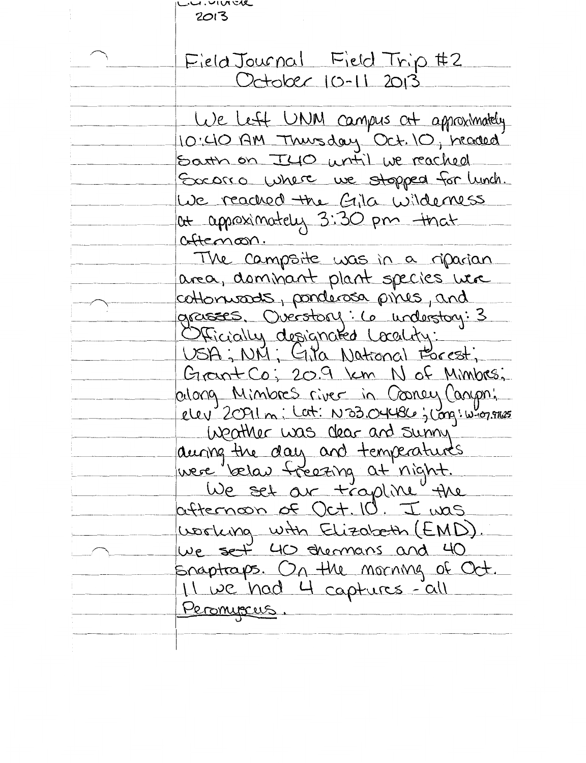# Field Journal Field Trip #2

## October 10-11 2013

We left UNM campus at approximately 10:40 AM Thursday Oct. 10, headed South on I40 until we reached Socorro where we stopped for lunch. We reached the Gila Wilderness at approximately 3:30 pm that afternoon.

The campsite was in a riparian area, dominant plant species were cottonwoods, ponderosa pines, and grasses. Overstory: 6 understory: 3

Officially designated Locality: USA; NM; Gila National Forest; Grant Co; 20.9 km N of Mimbres; along Mimbres river in Cooney Canyon; elev 2091 m; Lat: N33.04486; Long: W-107.97625

Weather was clear and sunny during the day and temperatures were below freezing at night.

We set our trapline the afternoon of Oct. 10. I was working with Elizabeth (EMD). We set 40 shermans and 40 snaptraps. On the morning of Oct. 11 we had 4 captures - all *Peromyscus*.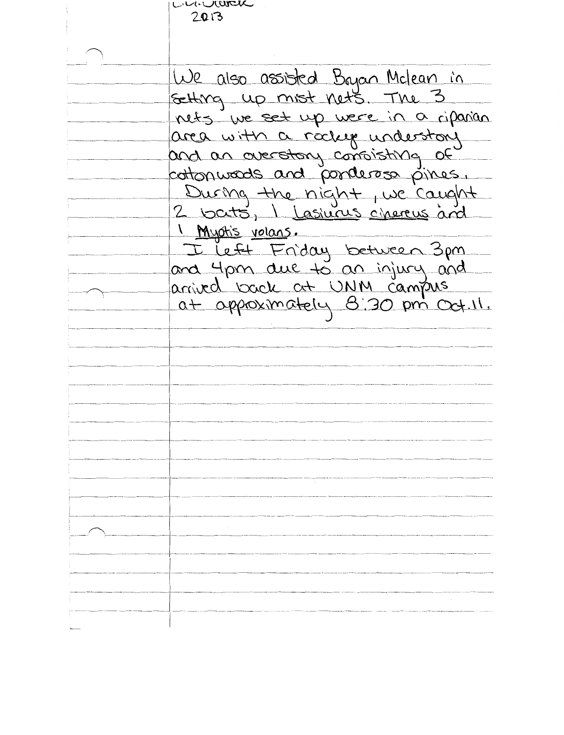2013

We also assisted Bryan Mclean in setting up mist nets. The 3 nets we set up were in a riparian area with a rocky understory and an overstory consisting of cottonwoods and ponderosa pines. During the night, we caught 2 bats, 1 *Lasiurus cinereus* and 1 *Myotis volans*.

I left Friday between 3pm and 4pm due to an injury and arrived back at UNM campus at approximately 8:30 pm Oct. 11.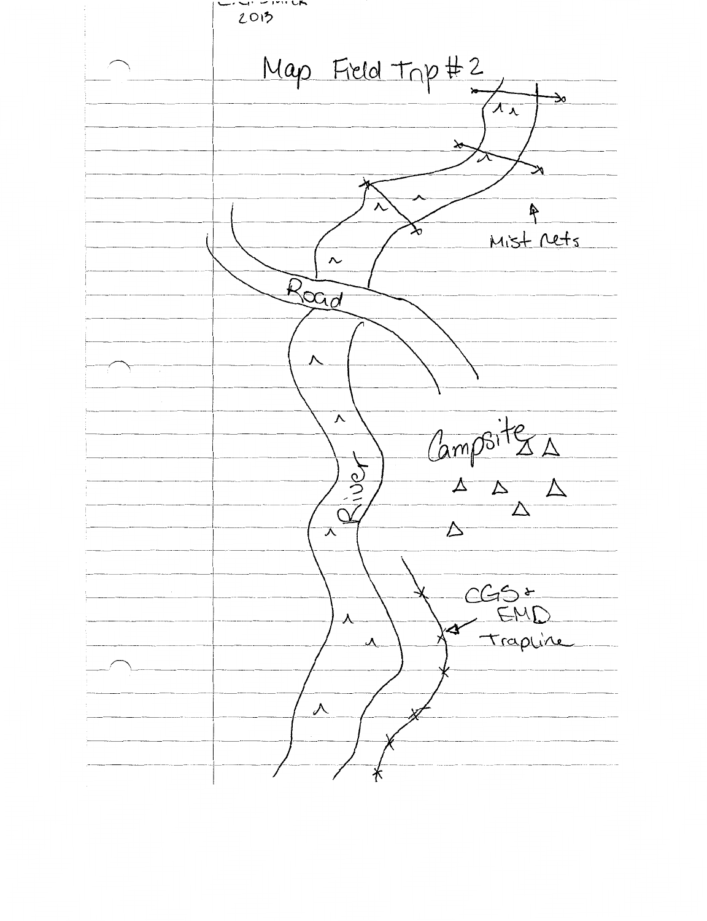2013

# Map Field Trip #2

Mist nets

Road

River

Campsite

CGS + EMD Trapline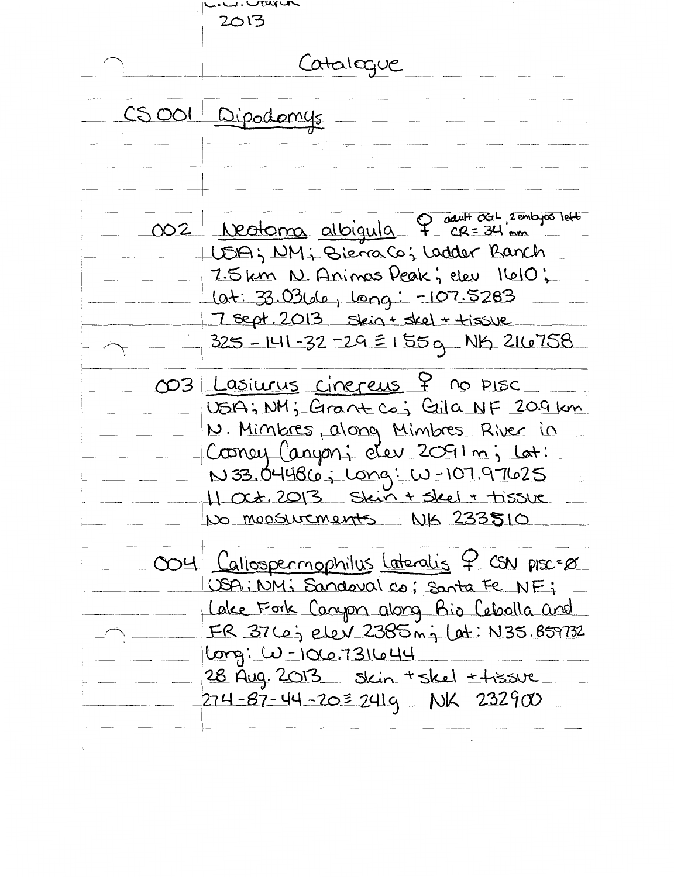C.C. Sturm

2013

# Catalogue

CS 001 Dipodomys

002 Neotoma albigula ♀ adult OGL, 2 embyos left CR = 34 mm
USA; NM; Sierra Co; Ladder Ranch
7.5 km N. Animas Peak; elev 1610;
lat: 33.0366, long: -107.5283
7 Sept. 2013 skin + skel + tissue
325 - 141 - 32 - 29 ≡ 155 g NK 216758

003 Lasiurus cinereus ♀ no PISC
USA; NM; Grant Co; Gila NF 20.9 km
N. Mimbres, along Mimbres River in
Cooney Canyon; elev 2091 m; Lat:
N 33.04486; Long: W -107.97625
11 Oct. 2013 skin + skel + tissue
No measurements NK 233510

004 Callospermophilus lateralis ♀ CSN PISC = Ø
USA; NM; Sandoval Co; Santa Fe NF;
Lake Fork Canyon along Rio Cebolla and
FR 376; elev 2385 m; Lat: N35.859732
Long: W -106.731644
28 Aug. 2013 skin + skel + tissue
274 - 87 - 44 - 20 ≡ 241 g NK 232900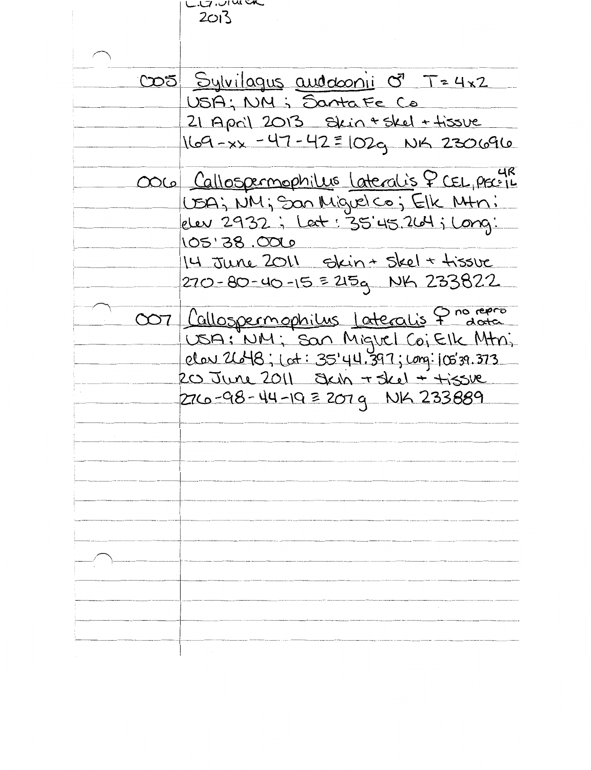2013

005 *Sylvilagus audoonii* ♂ T=4x2
USA; NM; Santa Fe Co
21 April 2013 Skin + skel + tissue
169-xx-47-42 ≡ 102g NK 230696

006 *Callospermophilus lateralis* ♀ CEL, PSC: 4R 1L
USA; NM; San Miguel Co; Elk Mtn;
elev 2932; Lat: 35'45.264; Long:
105'38.006
14 June 2011 Skin + Skel + tissue
270-80-40-15 ≡ 215g NK 233822

007 *Callospermophilus lateralis* ♀ no repro data
USA; NM; San Miguel Co; Elk Mtn;
elev 2648; Lat: 35'44.397; Long: 105'39.373
20 June 2011 Skin + Skel + tissue
276-98-44-19 ≡ 207g NK 233889